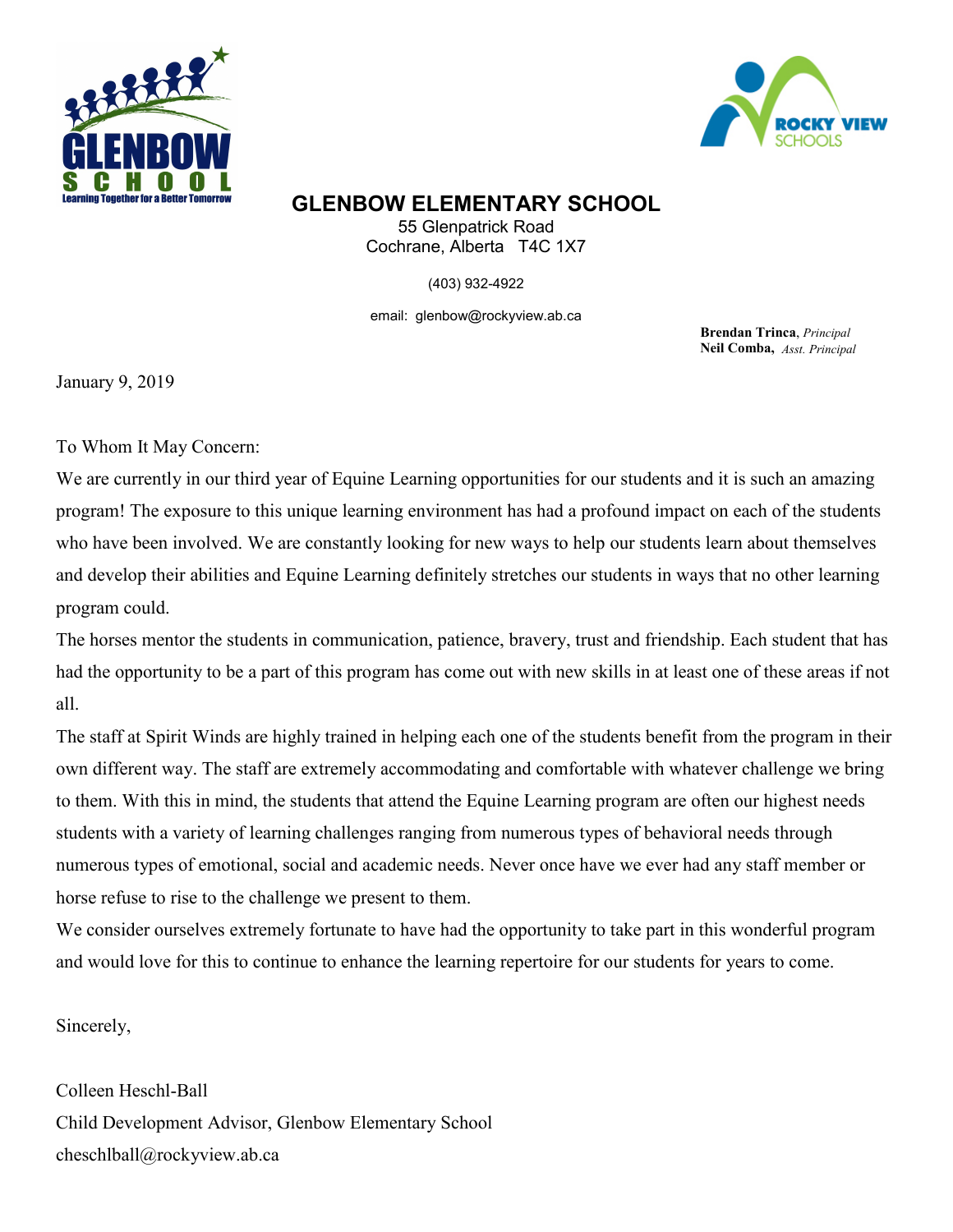GLENBOW SCHOOL
Learning Together for a Better Tomorrow

ROCKY VIEW SCHOOLS

# GLENBOW ELEMENTARY SCHOOL

55 Glenpatrick Road
Cochrane, Alberta T4C 1X7

(403) 932-4922

email: glenbow@rockyview.ab.ca

**Brendan Trinca**, *Principal*
**Neil Comba,** *Asst. Principal*

January 9, 2019

To Whom It May Concern:

We are currently in our third year of Equine Learning opportunities for our students and it is such an amazing program! The exposure to this unique learning environment has had a profound impact on each of the students who have been involved. We are constantly looking for new ways to help our students learn about themselves and develop their abilities and Equine Learning definitely stretches our students in ways that no other learning program could.

The horses mentor the students in communication, patience, bravery, trust and friendship. Each student that has had the opportunity to be a part of this program has come out with new skills in at least one of these areas if not all.

The staff at Spirit Winds are highly trained in helping each one of the students benefit from the program in their own different way. The staff are extremely accommodating and comfortable with whatever challenge we bring to them. With this in mind, the students that attend the Equine Learning program are often our highest needs students with a variety of learning challenges ranging from numerous types of behavioral needs through numerous types of emotional, social and academic needs. Never once have we ever had any staff member or horse refuse to rise to the challenge we present to them.

We consider ourselves extremely fortunate to have had the opportunity to take part in this wonderful program and would love for this to continue to enhance the learning repertoire for our students for years to come.

Sincerely,

Colleen Heschl-Ball
Child Development Advisor, Glenbow Elementary School
cheschlball@rockyview.ab.ca